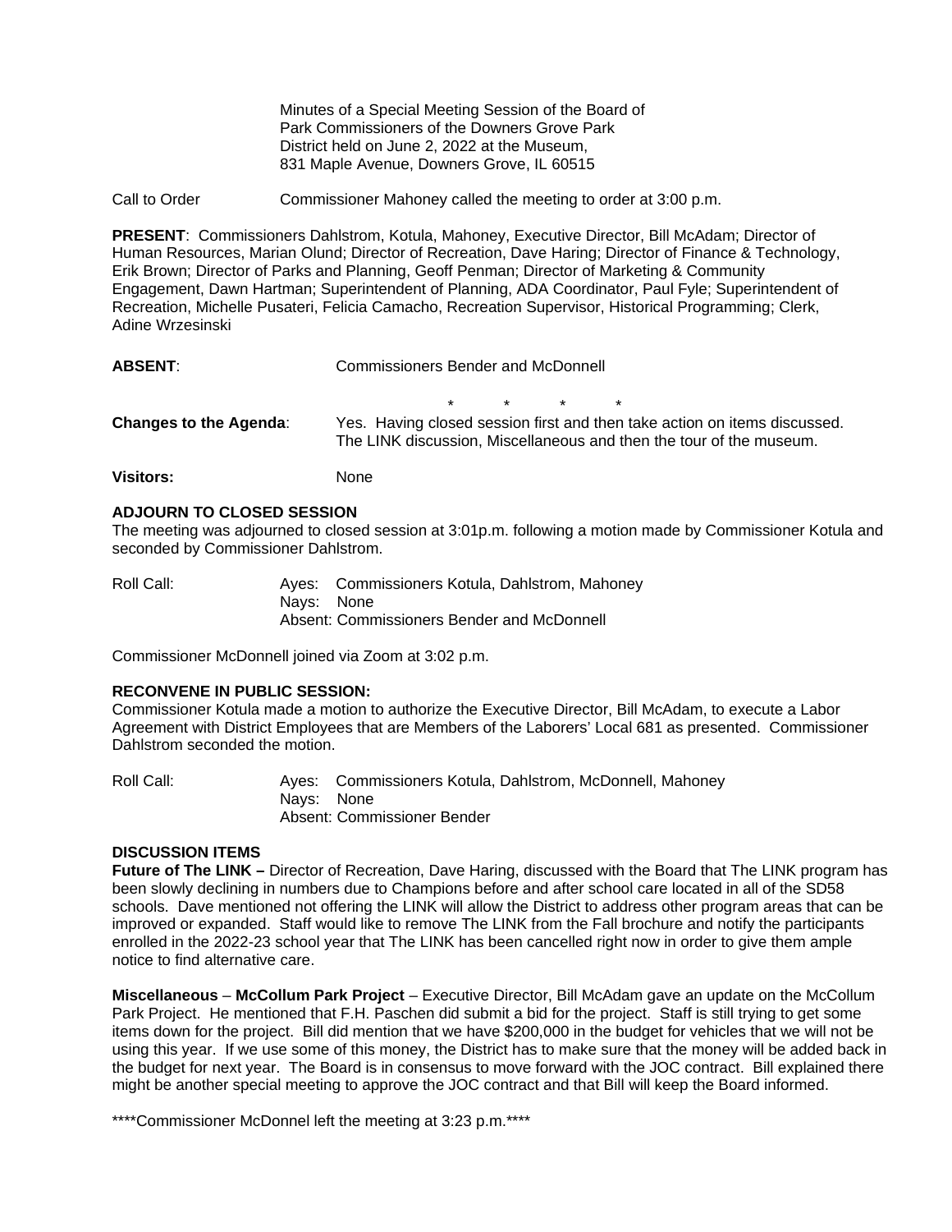Minutes of a Special Meeting Session of the Board of Park Commissioners of the Downers Grove Park District held on June 2, 2022 at the Museum, 831 Maple Avenue, Downers Grove, IL 60515

Call to Order Commissioner Mahoney called the meeting to order at 3:00 p.m.

**PRESENT**: Commissioners Dahlstrom, Kotula, Mahoney, Executive Director, Bill McAdam; Director of Human Resources, Marian Olund; Director of Recreation, Dave Haring; Director of Finance & Technology, Erik Brown; Director of Parks and Planning, Geoff Penman; Director of Marketing & Community Engagement, Dawn Hartman; Superintendent of Planning, ADA Coordinator, Paul Fyle; Superintendent of Recreation, Michelle Pusateri, Felicia Camacho, Recreation Supervisor, Historical Programming; Clerk, Adine Wrzesinski

**ABSENT**: Commissioners Bender and McDonnell

\* \* \* \*

**Changes to the Agenda**: Yes. Having closed session first and then take action on items discussed. The LINK discussion, Miscellaneous and then the tour of the museum.

**Visitors:** None

**ADJOURN TO CLOSED SESSION**

The meeting was adjourned to closed session at 3:01p.m. following a motion made by Commissioner Kotula and seconded by Commissioner Dahlstrom.

Roll Call: Ayes: Commissioners Kotula, Dahlstrom, Mahoney
Nays: None
Absent: Commissioners Bender and McDonnell

Commissioner McDonnell joined via Zoom at 3:02 p.m.

**RECONVENE IN PUBLIC SESSION:**

Commissioner Kotula made a motion to authorize the Executive Director, Bill McAdam, to execute a Labor Agreement with District Employees that are Members of the Laborers' Local 681 as presented. Commissioner Dahlstrom seconded the motion.

Roll Call: Ayes: Commissioners Kotula, Dahlstrom, McDonnell, Mahoney
Nays: None
Absent: Commissioner Bender

**DISCUSSION ITEMS**

**Future of The LINK –** Director of Recreation, Dave Haring, discussed with the Board that The LINK program has been slowly declining in numbers due to Champions before and after school care located in all of the SD58 schools. Dave mentioned not offering the LINK will allow the District to address other program areas that can be improved or expanded. Staff would like to remove The LINK from the Fall brochure and notify the participants enrolled in the 2022-23 school year that The LINK has been cancelled right now in order to give them ample notice to find alternative care.

**Miscellaneous** – **McCollum Park Project** – Executive Director, Bill McAdam gave an update on the McCollum Park Project. He mentioned that F.H. Paschen did submit a bid for the project. Staff is still trying to get some items down for the project. Bill did mention that we have $200,000 in the budget for vehicles that we will not be using this year. If we use some of this money, the District has to make sure that the money will be added back in the budget for next year. The Board is in consensus to move forward with the JOC contract. Bill explained there might be another special meeting to approve the JOC contract and that Bill will keep the Board informed.

\*\*\*\*Commissioner McDonnel left the meeting at 3:23 p.m.\*\*\*\*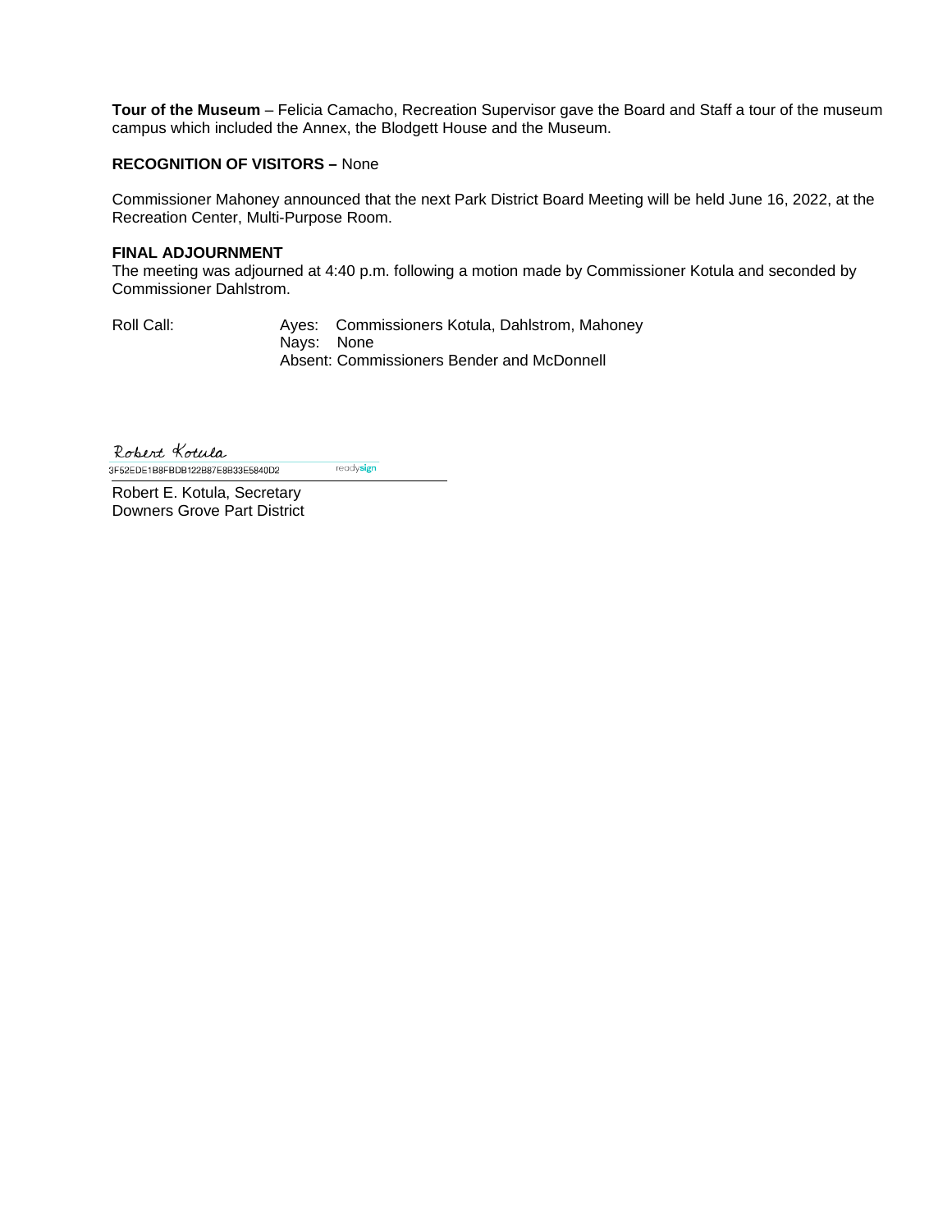**Tour of the Museum** – Felicia Camacho, Recreation Supervisor gave the Board and Staff a tour of the museum campus which included the Annex, the Blodgett House and the Museum.

**RECOGNITION OF VISITORS –** None

Commissioner Mahoney announced that the next Park District Board Meeting will be held June 16, 2022, at the Recreation Center, Multi-Purpose Room.

**FINAL ADJOURNMENT**

The meeting was adjourned at 4:40 p.m. following a motion made by Commissioner Kotula and seconded by Commissioner Dahlstrom.

Roll Call: Ayes: Commissioners Kotula, Dahlstrom, Mahoney
Nays: None
Absent: Commissioners Bender and McDonnell

Robert Kotula
3F52EDE1B8FBDB122B87E8B33E5840D2 readysign

Robert E. Kotula, Secretary
Downers Grove Part District